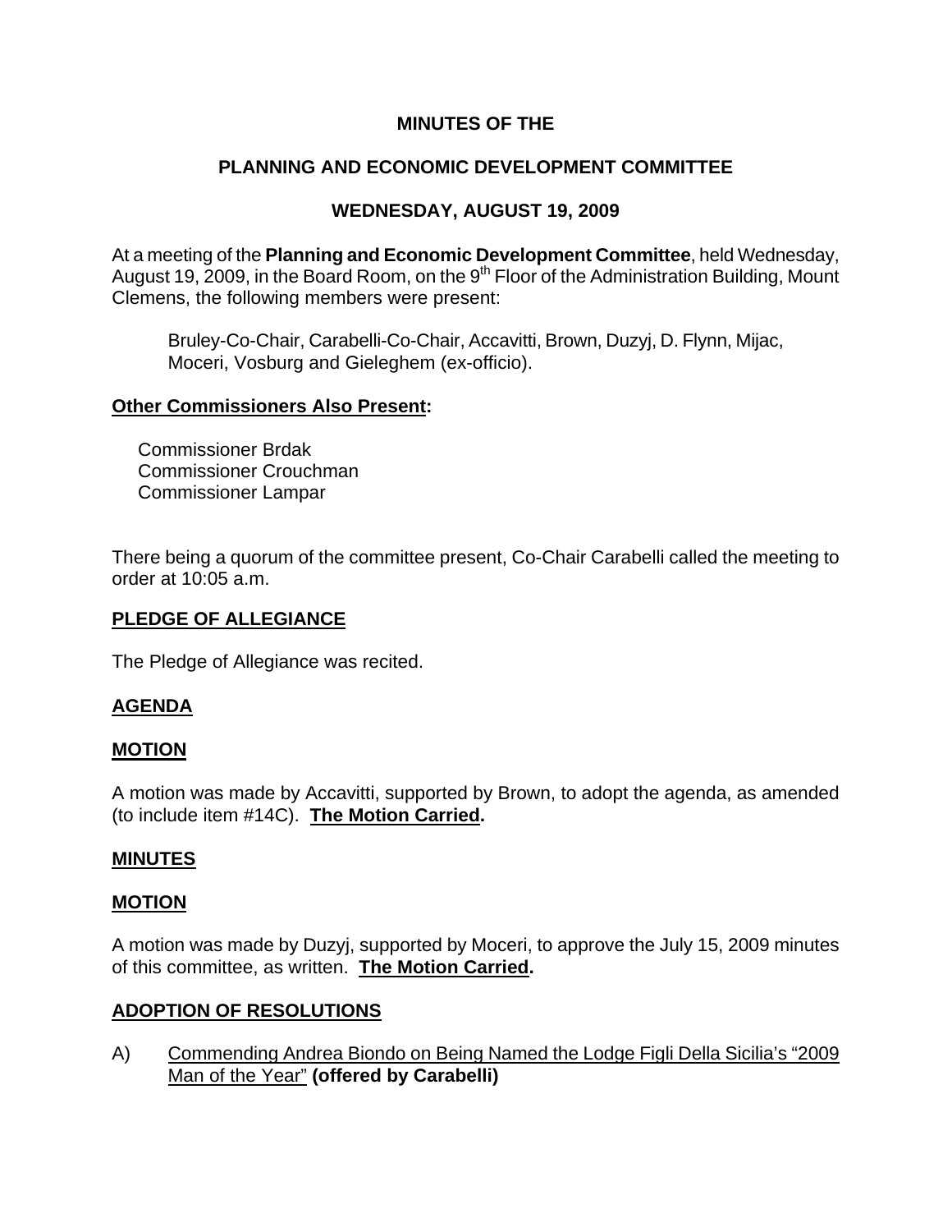**MINUTES OF THE**

**PLANNING AND ECONOMIC DEVELOPMENT COMMITTEE**

**WEDNESDAY, AUGUST 19, 2009**

At a meeting of the **Planning and Economic Development Committee**, held Wednesday, August 19, 2009, in the Board Room, on the 9th Floor of the Administration Building, Mount Clemens, the following members were present:

Bruley-Co-Chair, Carabelli-Co-Chair, Accavitti, Brown, Duzyj, D. Flynn, Mijac, Moceri, Vosburg and Gieleghem (ex-officio).

**Other Commissioners Also Present:**

Commissioner Brdak
Commissioner Crouchman
Commissioner Lampar

There being a quorum of the committee present, Co-Chair Carabelli called the meeting to order at 10:05 a.m.

**PLEDGE OF ALLEGIANCE**

The Pledge of Allegiance was recited.

**AGENDA**

**MOTION**

A motion was made by Accavitti, supported by Brown, to adopt the agenda, as amended (to include item #14C). **The Motion Carried.**

**MINUTES**

**MOTION**

A motion was made by Duzyj, supported by Moceri, to approve the July 15, 2009 minutes of this committee, as written. **The Motion Carried.**

**ADOPTION OF RESOLUTIONS**

A) Commending Andrea Biondo on Being Named the Lodge Figli Della Sicilia's "2009 Man of the Year" **(offered by Carabelli)**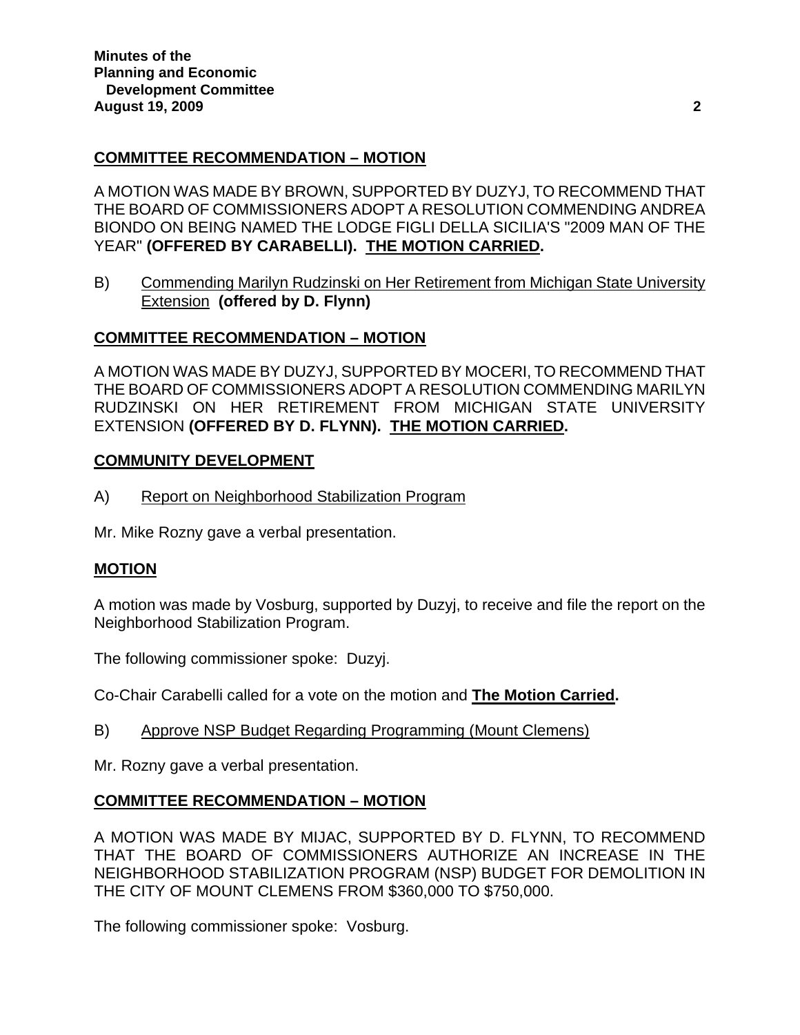**COMMITTEE RECOMMENDATION – MOTION**

A MOTION WAS MADE BY BROWN, SUPPORTED BY DUZYJ, TO RECOMMEND THAT THE BOARD OF COMMISSIONERS ADOPT A RESOLUTION COMMENDING ANDREA BIONDO ON BEING NAMED THE LODGE FIGLI DELLA SICILIA'S "2009 MAN OF THE YEAR" **(OFFERED BY CARABELLI). THE MOTION CARRIED.**

B) Commending Marilyn Rudzinski on Her Retirement from Michigan State University Extension **(offered by D. Flynn)**

**COMMITTEE RECOMMENDATION – MOTION**

A MOTION WAS MADE BY DUZYJ, SUPPORTED BY MOCERI, TO RECOMMEND THAT THE BOARD OF COMMISSIONERS ADOPT A RESOLUTION COMMENDING MARILYN RUDZINSKI ON HER RETIREMENT FROM MICHIGAN STATE UNIVERSITY EXTENSION **(OFFERED BY D. FLYNN). THE MOTION CARRIED.**

**COMMUNITY DEVELOPMENT**

A) Report on Neighborhood Stabilization Program

Mr. Mike Rozny gave a verbal presentation.

**MOTION**

A motion was made by Vosburg, supported by Duzyj, to receive and file the report on the Neighborhood Stabilization Program.

The following commissioner spoke: Duzyj.

Co-Chair Carabelli called for a vote on the motion and **The Motion Carried.**

B) Approve NSP Budget Regarding Programming (Mount Clemens)

Mr. Rozny gave a verbal presentation.

**COMMITTEE RECOMMENDATION – MOTION**

A MOTION WAS MADE BY MIJAC, SUPPORTED BY D. FLYNN, TO RECOMMEND THAT THE BOARD OF COMMISSIONERS AUTHORIZE AN INCREASE IN THE NEIGHBORHOOD STABILIZATION PROGRAM (NSP) BUDGET FOR DEMOLITION IN THE CITY OF MOUNT CLEMENS FROM $360,000 TO $750,000.

The following commissioner spoke: Vosburg.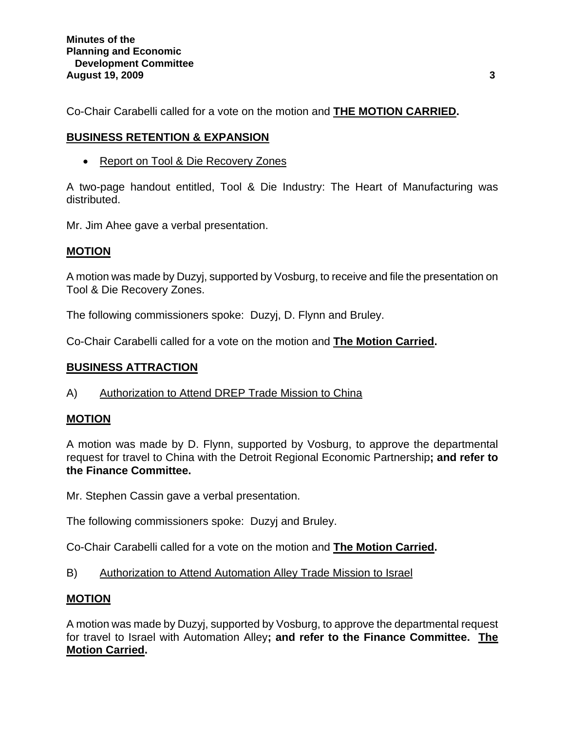Co-Chair Carabelli called for a vote on the motion and **THE MOTION CARRIED.**

## BUSINESS RETENTION & EXPANSION

- Report on Tool & Die Recovery Zones

A two-page handout entitled, Tool & Die Industry: The Heart of Manufacturing was distributed.

Mr. Jim Ahee gave a verbal presentation.

### MOTION

A motion was made by Duzyj, supported by Vosburg, to receive and file the presentation on Tool & Die Recovery Zones.

The following commissioners spoke: Duzyj, D. Flynn and Bruley.

Co-Chair Carabelli called for a vote on the motion and **The Motion Carried.**

## BUSINESS ATTRACTION

A) Authorization to Attend DREP Trade Mission to China

### MOTION

A motion was made by D. Flynn, supported by Vosburg, to approve the departmental request for travel to China with the Detroit Regional Economic Partnership**; and refer to the Finance Committee.**

Mr. Stephen Cassin gave a verbal presentation.

The following commissioners spoke: Duzyj and Bruley.

Co-Chair Carabelli called for a vote on the motion and **The Motion Carried.**

B) Authorization to Attend Automation Alley Trade Mission to Israel

### MOTION

A motion was made by Duzyj, supported by Vosburg, to approve the departmental request for travel to Israel with Automation Alley**; and refer to the Finance Committee. The Motion Carried.**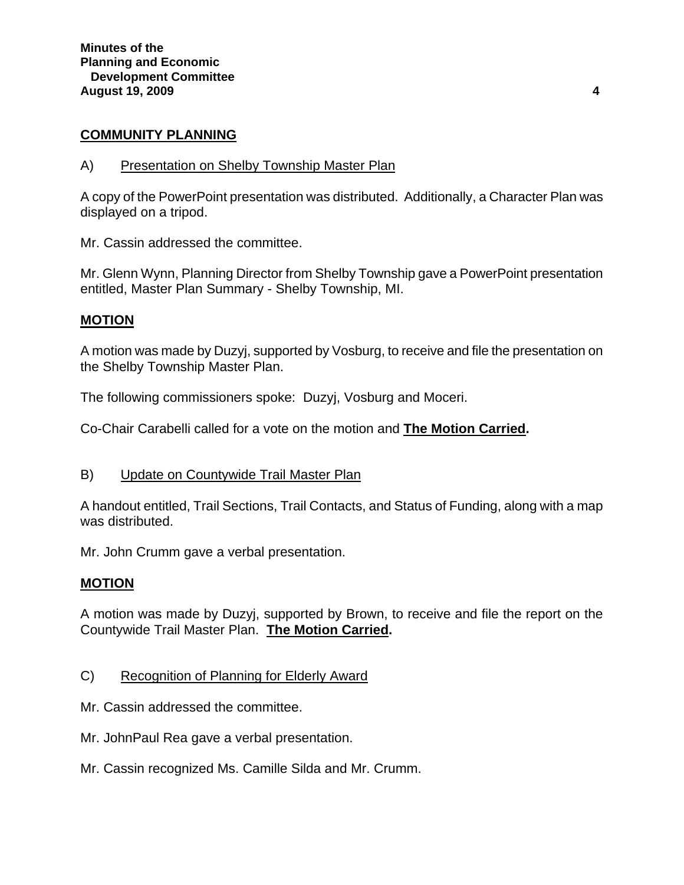## COMMUNITY PLANNING

A) Presentation on Shelby Township Master Plan

A copy of the PowerPoint presentation was distributed. Additionally, a Character Plan was displayed on a tripod.

Mr. Cassin addressed the committee.

Mr. Glenn Wynn, Planning Director from Shelby Township gave a PowerPoint presentation entitled, Master Plan Summary - Shelby Township, MI.

### MOTION

A motion was made by Duzyj, supported by Vosburg, to receive and file the presentation on the Shelby Township Master Plan.

The following commissioners spoke: Duzyj, Vosburg and Moceri.

Co-Chair Carabelli called for a vote on the motion and **The Motion Carried.**

B) Update on Countywide Trail Master Plan

A handout entitled, Trail Sections, Trail Contacts, and Status of Funding, along with a map was distributed.

Mr. John Crumm gave a verbal presentation.

### MOTION

A motion was made by Duzyj, supported by Brown, to receive and file the report on the Countywide Trail Master Plan. **The Motion Carried.**

C) Recognition of Planning for Elderly Award

Mr. Cassin addressed the committee.

Mr. JohnPaul Rea gave a verbal presentation.

Mr. Cassin recognized Ms. Camille Silda and Mr. Crumm.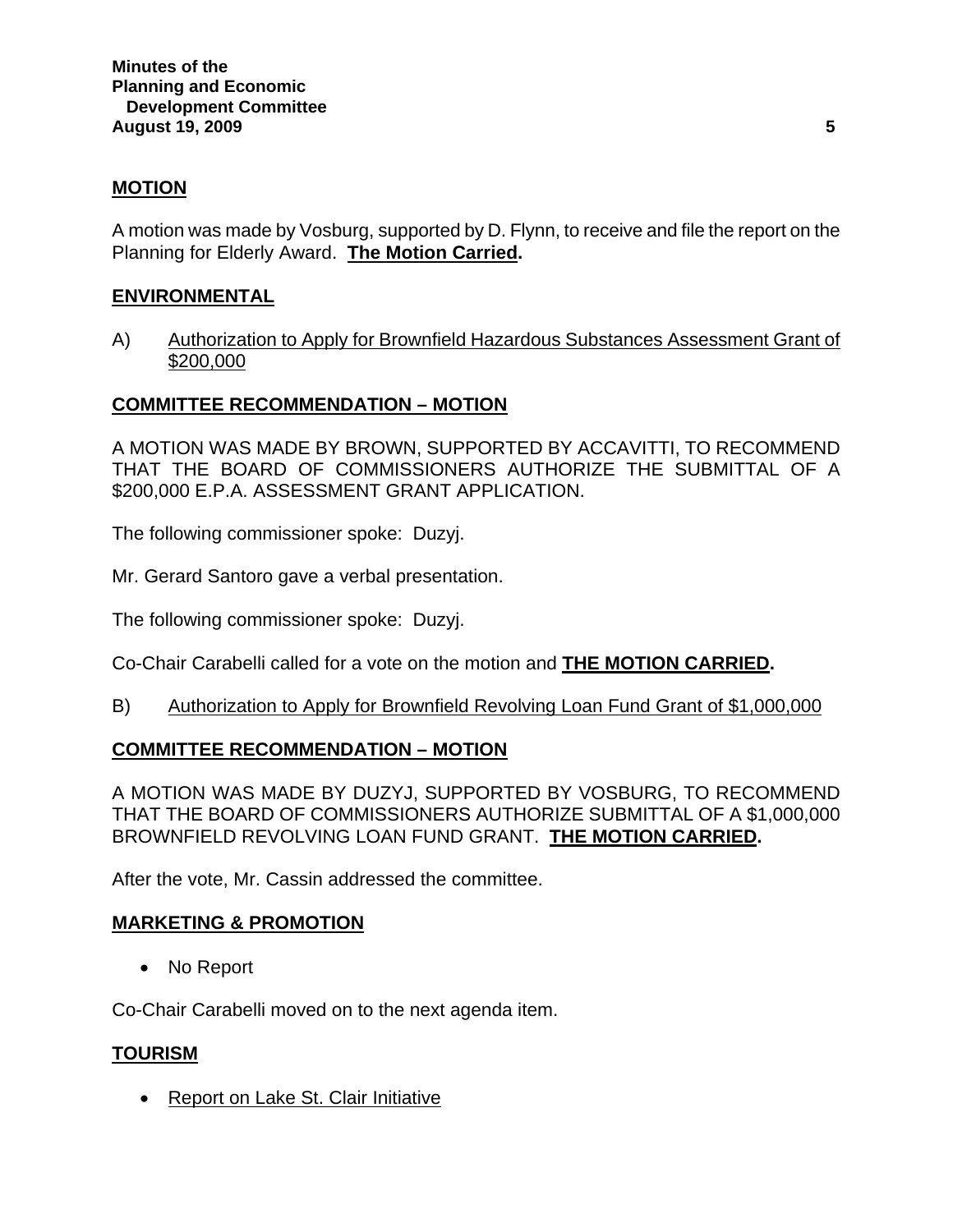**MOTION**

A motion was made by Vosburg, supported by D. Flynn, to receive and file the report on the Planning for Elderly Award. **The Motion Carried.**

**ENVIRONMENTAL**

A) Authorization to Apply for Brownfield Hazardous Substances Assessment Grant of $200,000

**COMMITTEE RECOMMENDATION – MOTION**

A MOTION WAS MADE BY BROWN, SUPPORTED BY ACCAVITTI, TO RECOMMEND THAT THE BOARD OF COMMISSIONERS AUTHORIZE THE SUBMITTAL OF A $200,000 E.P.A. ASSESSMENT GRANT APPLICATION.

The following commissioner spoke: Duzyj.

Mr. Gerard Santoro gave a verbal presentation.

The following commissioner spoke: Duzyj.

Co-Chair Carabelli called for a vote on the motion and **THE MOTION CARRIED.**

B) Authorization to Apply for Brownfield Revolving Loan Fund Grant of $1,000,000

**COMMITTEE RECOMMENDATION – MOTION**

A MOTION WAS MADE BY DUZYJ, SUPPORTED BY VOSBURG, TO RECOMMEND THAT THE BOARD OF COMMISSIONERS AUTHORIZE SUBMITTAL OF A $1,000,000 BROWNFIELD REVOLVING LOAN FUND GRANT. **THE MOTION CARRIED.**

After the vote, Mr. Cassin addressed the committee.

**MARKETING & PROMOTION**

- No Report

Co-Chair Carabelli moved on to the next agenda item.

**TOURISM**

- Report on Lake St. Clair Initiative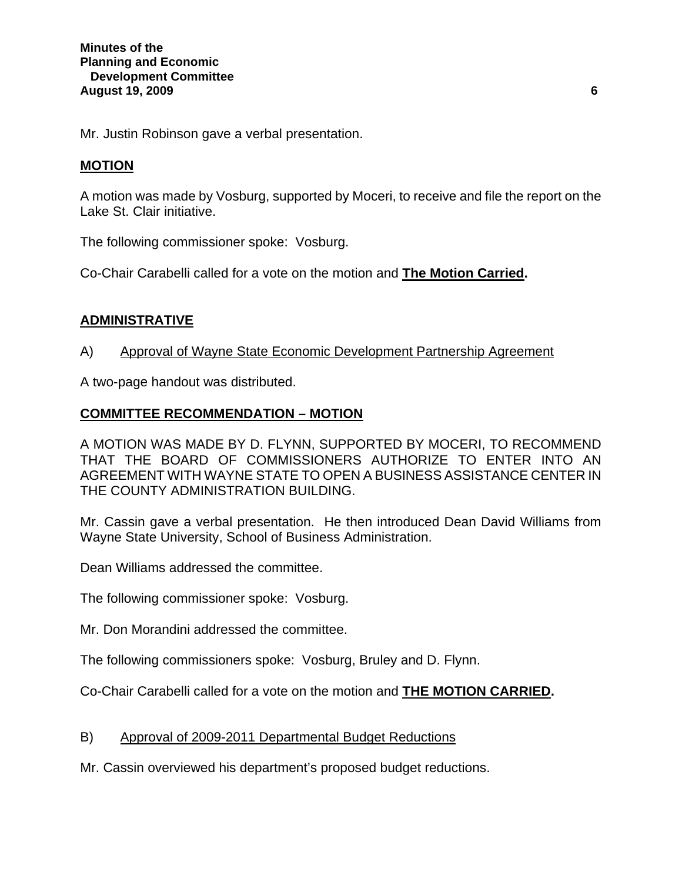Mr. Justin Robinson gave a verbal presentation.

**MOTION**

A motion was made by Vosburg, supported by Moceri, to receive and file the report on the Lake St. Clair initiative.

The following commissioner spoke: Vosburg.

Co-Chair Carabelli called for a vote on the motion and **The Motion Carried.**

**ADMINISTRATIVE**

A) Approval of Wayne State Economic Development Partnership Agreement

A two-page handout was distributed.

**COMMITTEE RECOMMENDATION – MOTION**

A MOTION WAS MADE BY D. FLYNN, SUPPORTED BY MOCERI, TO RECOMMEND THAT THE BOARD OF COMMISSIONERS AUTHORIZE TO ENTER INTO AN AGREEMENT WITH WAYNE STATE TO OPEN A BUSINESS ASSISTANCE CENTER IN THE COUNTY ADMINISTRATION BUILDING.

Mr. Cassin gave a verbal presentation. He then introduced Dean David Williams from Wayne State University, School of Business Administration.

Dean Williams addressed the committee.

The following commissioner spoke: Vosburg.

Mr. Don Morandini addressed the committee.

The following commissioners spoke: Vosburg, Bruley and D. Flynn.

Co-Chair Carabelli called for a vote on the motion and **THE MOTION CARRIED.**

B) Approval of 2009-2011 Departmental Budget Reductions

Mr. Cassin overviewed his department's proposed budget reductions.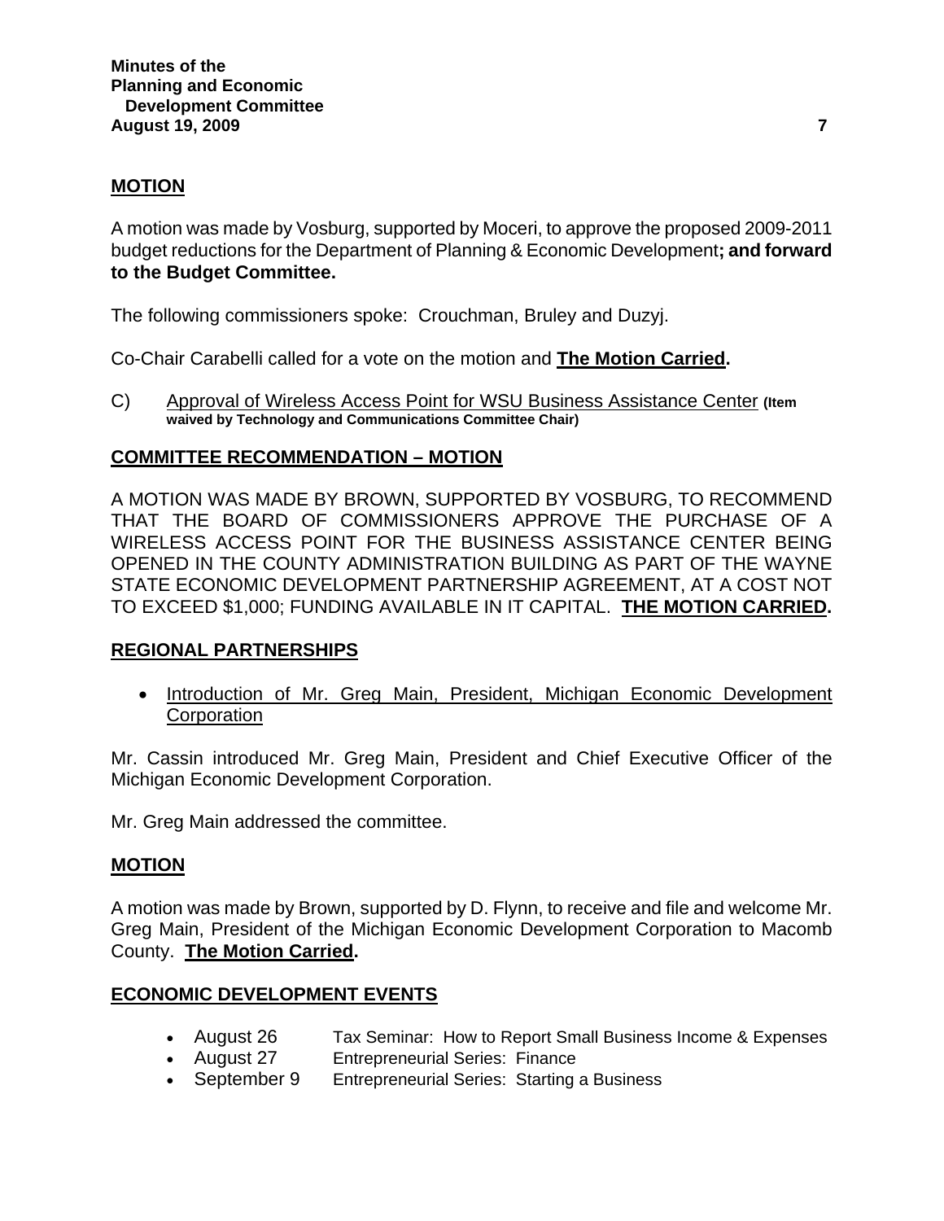**MOTION**

A motion was made by Vosburg, supported by Moceri, to approve the proposed 2009-2011 budget reductions for the Department of Planning & Economic Development**; and forward to the Budget Committee.**

The following commissioners spoke: Crouchman, Bruley and Duzyj.

Co-Chair Carabelli called for a vote on the motion and **The Motion Carried.**

C) Approval of Wireless Access Point for WSU Business Assistance Center **(Item waived by Technology and Communications Committee Chair)**

**COMMITTEE RECOMMENDATION – MOTION**

A MOTION WAS MADE BY BROWN, SUPPORTED BY VOSBURG, TO RECOMMEND THAT THE BOARD OF COMMISSIONERS APPROVE THE PURCHASE OF A WIRELESS ACCESS POINT FOR THE BUSINESS ASSISTANCE CENTER BEING OPENED IN THE COUNTY ADMINISTRATION BUILDING AS PART OF THE WAYNE STATE ECONOMIC DEVELOPMENT PARTNERSHIP AGREEMENT, AT A COST NOT TO EXCEED $1,000; FUNDING AVAILABLE IN IT CAPITAL. **THE MOTION CARRIED.**

**REGIONAL PARTNERSHIPS**

- Introduction of Mr. Greg Main, President, Michigan Economic Development Corporation

Mr. Cassin introduced Mr. Greg Main, President and Chief Executive Officer of the Michigan Economic Development Corporation.

Mr. Greg Main addressed the committee.

**MOTION**

A motion was made by Brown, supported by D. Flynn, to receive and file and welcome Mr. Greg Main, President of the Michigan Economic Development Corporation to Macomb County. **The Motion Carried.**

**ECONOMIC DEVELOPMENT EVENTS**

- August 26 Tax Seminar: How to Report Small Business Income & Expenses
- August 27 Entrepreneurial Series: Finance
- September 9 Entrepreneurial Series: Starting a Business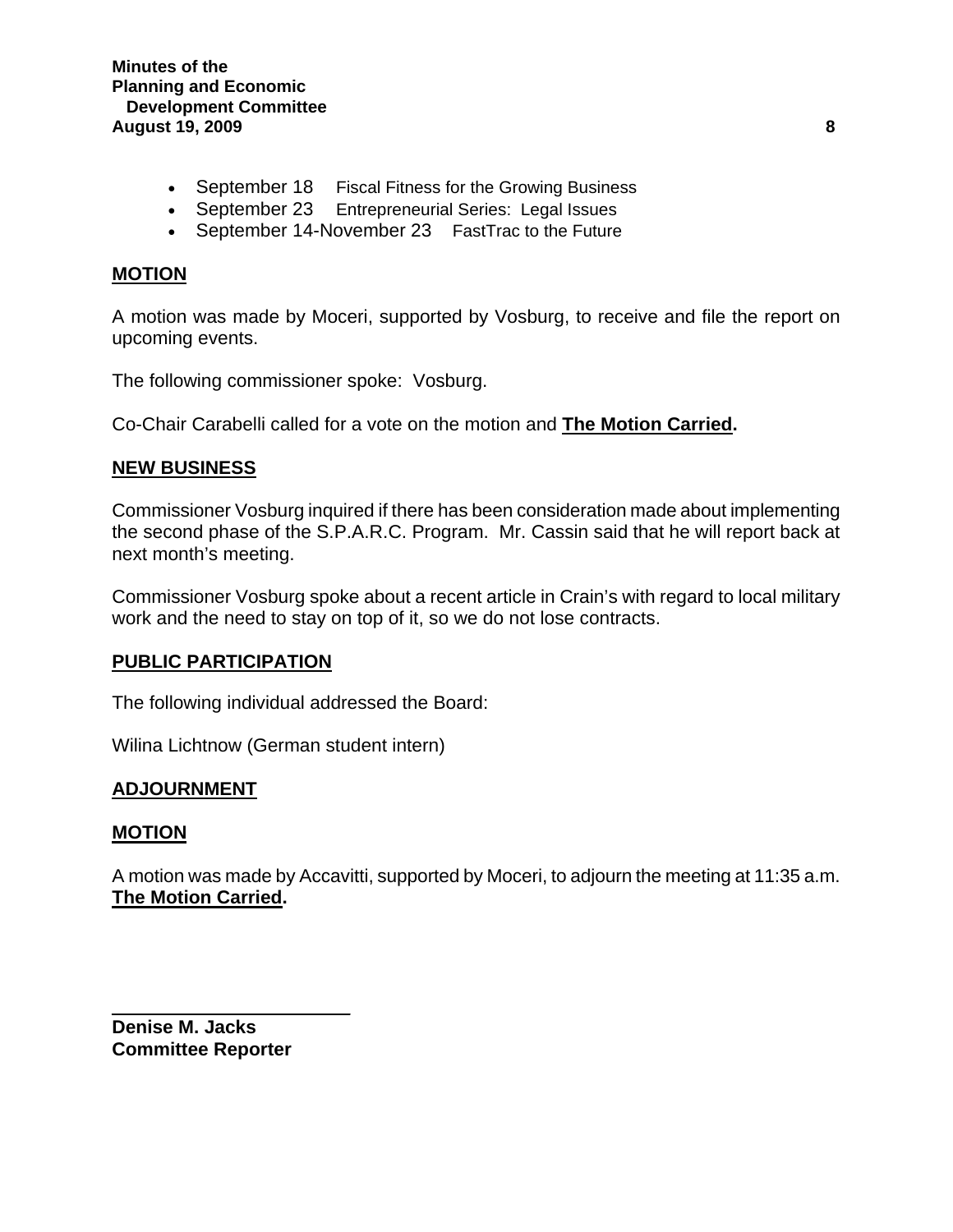- September 18 Fiscal Fitness for the Growing Business
- September 23 Entrepreneurial Series: Legal Issues
- September 14-November 23 FastTrac to the Future

**MOTION**

A motion was made by Moceri, supported by Vosburg, to receive and file the report on upcoming events.

The following commissioner spoke: Vosburg.

Co-Chair Carabelli called for a vote on the motion and **The Motion Carried.**

**NEW BUSINESS**

Commissioner Vosburg inquired if there has been consideration made about implementing the second phase of the S.P.A.R.C. Program. Mr. Cassin said that he will report back at next month's meeting.

Commissioner Vosburg spoke about a recent article in Crain's with regard to local military work and the need to stay on top of it, so we do not lose contracts.

**PUBLIC PARTICIPATION**

The following individual addressed the Board:

Wilina Lichtnow (German student intern)

**ADJOURNMENT**

**MOTION**

A motion was made by Accavitti, supported by Moceri, to adjourn the meeting at 11:35 a.m. **The Motion Carried.**

**Denise M. Jacks**
**Committee Reporter**